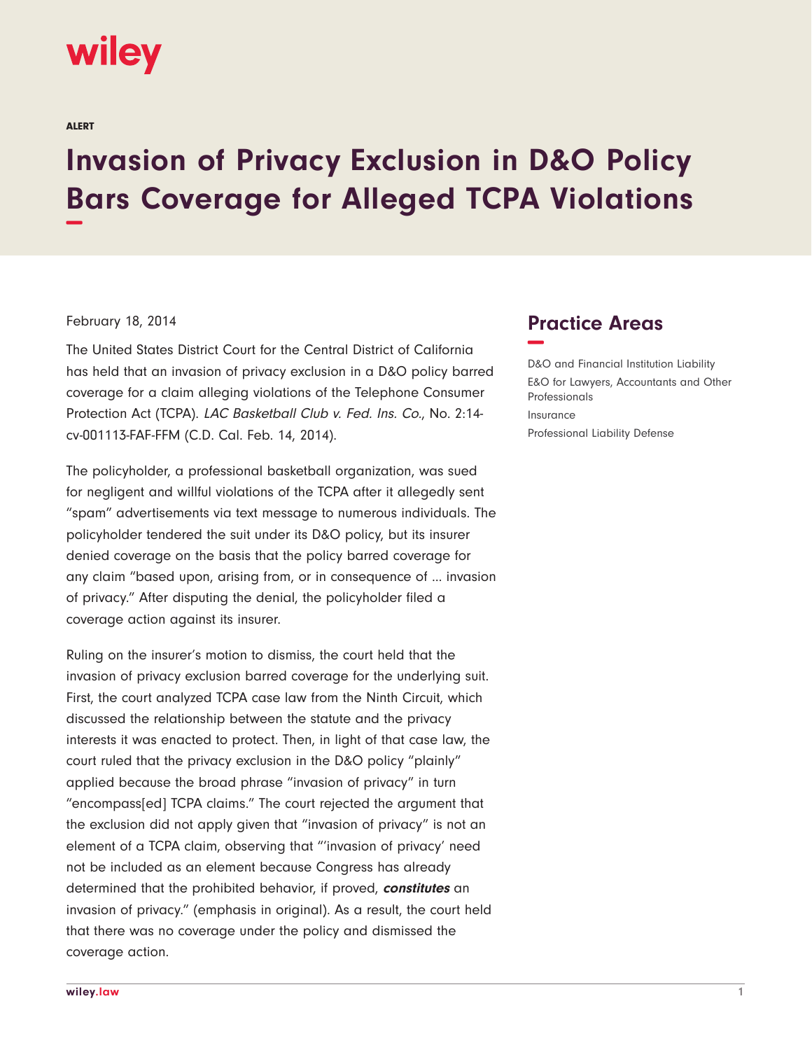ALERT

# Invasion of Privacy Exclusion in D&O Policy Bars Coverage for Alleged TCPA Violations

February 18, 2014

The United States District Court for the Central District of California has held that an invasion of privacy exclusion in a D&O policy barred coverage for a claim alleging violations of the Telephone Consumer Protection Act (TCPA). *LAC Basketball Club v. Fed. Ins. Co.*, No. 2:14-cv-001113-FAF-FFM (C.D. Cal. Feb. 14, 2014).

The policyholder, a professional basketball organization, was sued for negligent and willful violations of the TCPA after it allegedly sent "spam" advertisements via text message to numerous individuals. The policyholder tendered the suit under its D&O policy, but its insurer denied coverage on the basis that the policy barred coverage for any claim "based upon, arising from, or in consequence of ... invasion of privacy." After disputing the denial, the policyholder filed a coverage action against its insurer.

Ruling on the insurer's motion to dismiss, the court held that the invasion of privacy exclusion barred coverage for the underlying suit. First, the court analyzed TCPA case law from the Ninth Circuit, which discussed the relationship between the statute and the privacy interests it was enacted to protect. Then, in light of that case law, the court ruled that the privacy exclusion in the D&O policy "plainly" applied because the broad phrase "invasion of privacy" in turn "encompass[ed] TCPA claims." The court rejected the argument that the exclusion did not apply given that "invasion of privacy" is not an element of a TCPA claim, observing that "'invasion of privacy' need not be included as an element because Congress has already determined that the prohibited behavior, if proved, ***constitutes*** an invasion of privacy." (emphasis in original). As a result, the court held that there was no coverage under the policy and dismissed the coverage action.

## Practice Areas

D&O and Financial Institution Liability

E&O for Lawyers, Accountants and Other Professionals

Insurance

Professional Liability Defense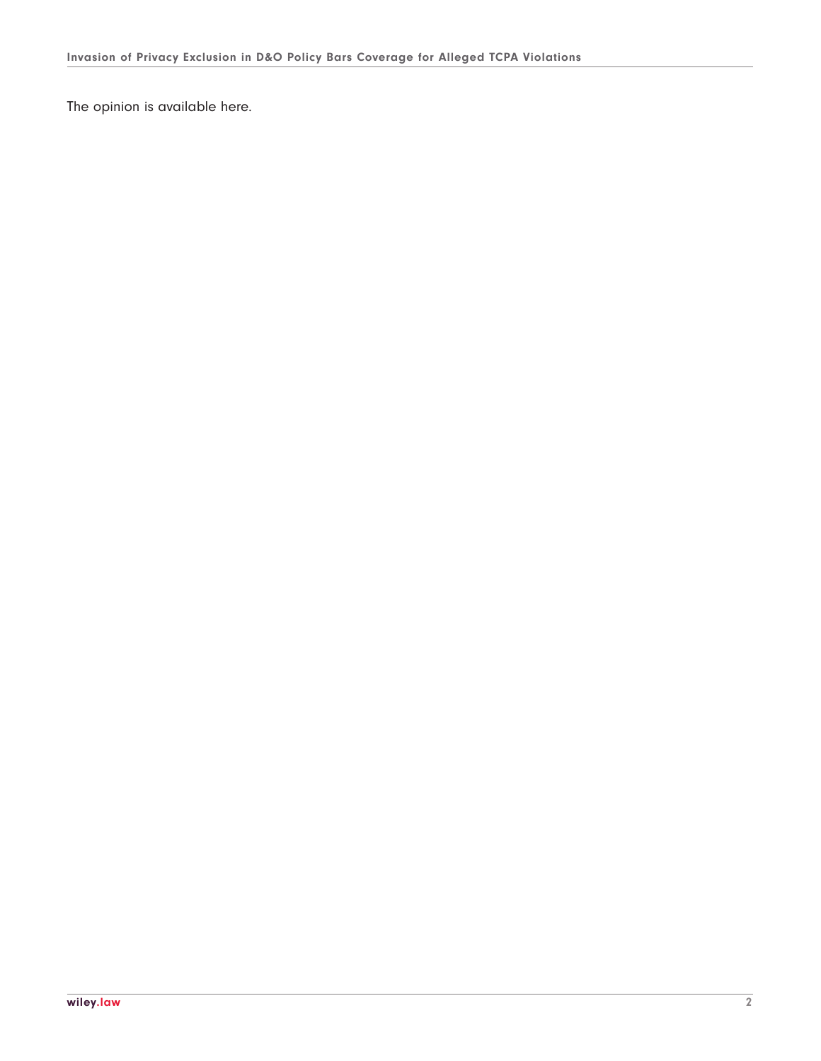The opinion is available here.